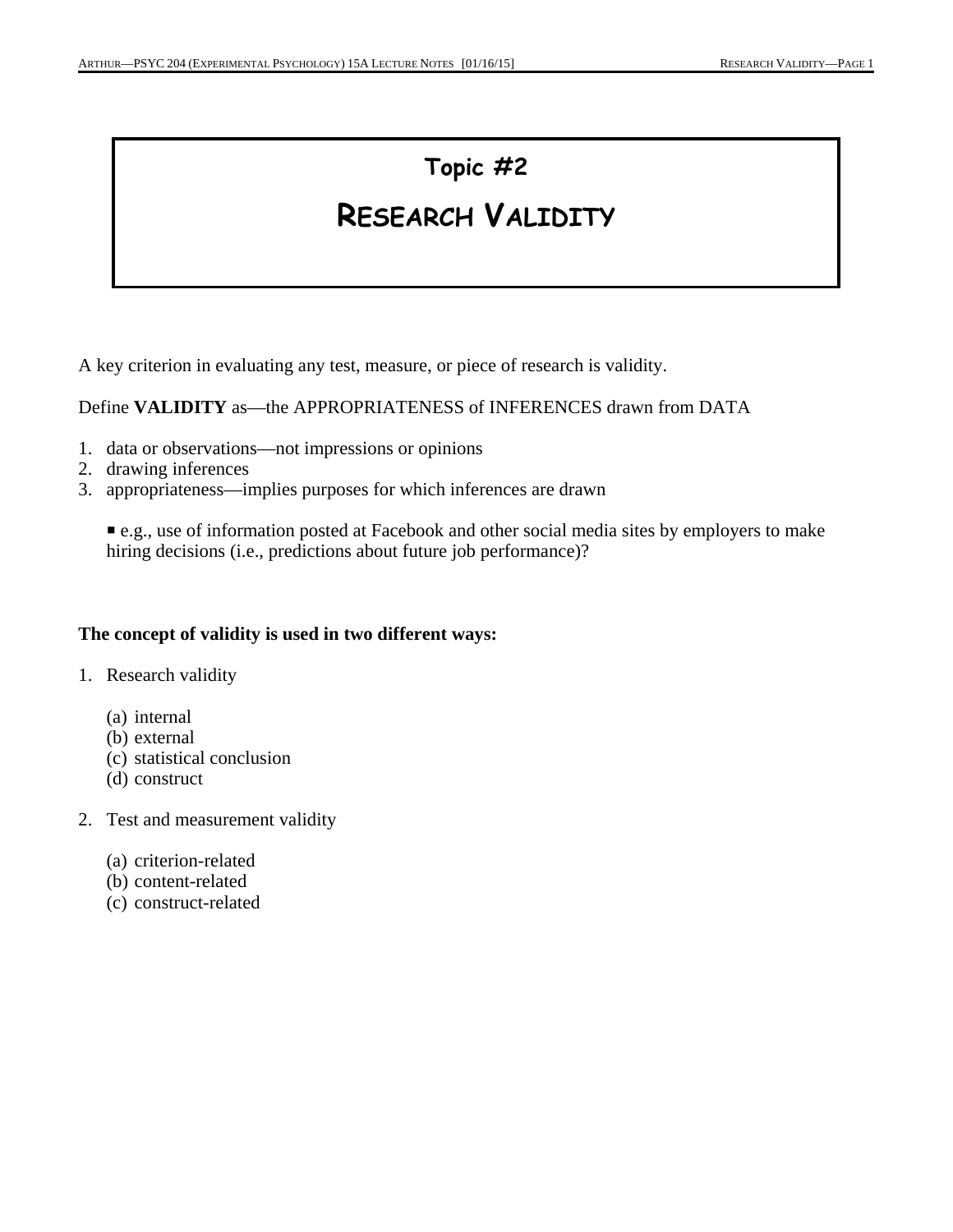# Topic #2

# RESEARCH VALIDITY

A key criterion in evaluating any test, measure, or piece of research is validity.

Define **VALIDITY** as—the APPROPRIATENESS of INFERENCES drawn from DATA

1. data or observations—not impressions or opinions
2. drawing inferences
3. appropriateness—implies purposes for which inferences are drawn

   ▪ e.g., use of information posted at Facebook and other social media sites by employers to make hiring decisions (i.e., predictions about future job performance)?

**The concept of validity is used in two different ways:**

1. Research validity

   (a) internal
   (b) external
   (c) statistical conclusion
   (d) construct

2. Test and measurement validity

   (a) criterion-related
   (b) content-related
   (c) construct-related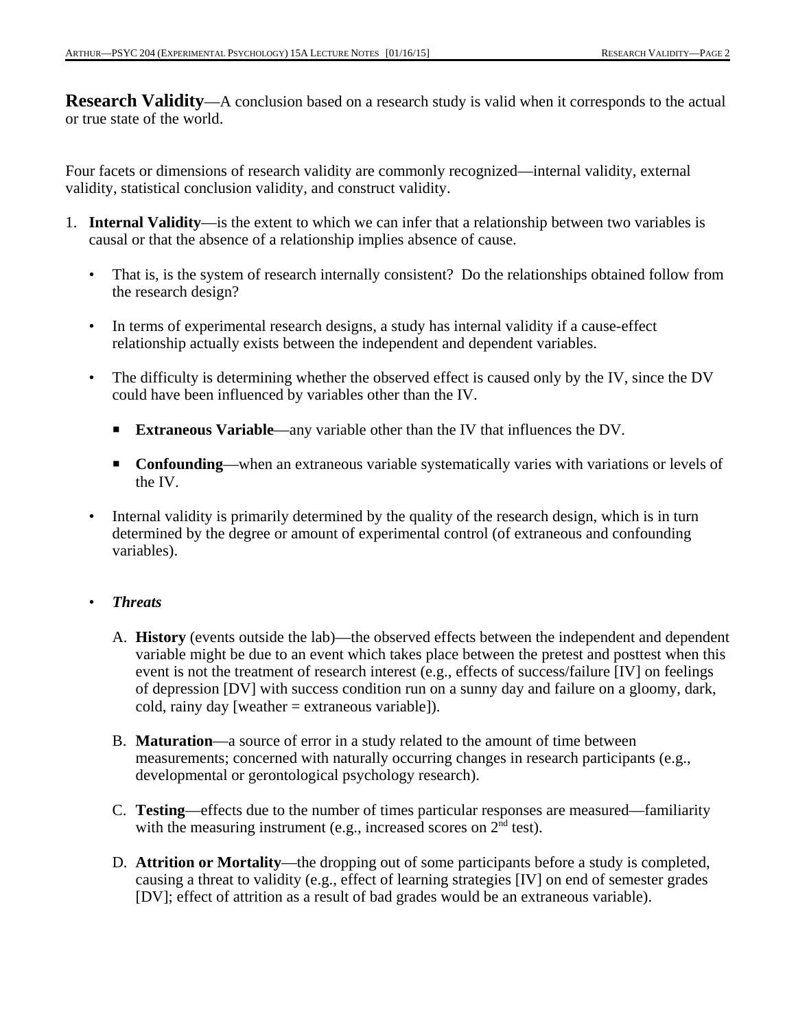**Research Validity**—A conclusion based on a research study is valid when it corresponds to the actual or true state of the world.

Four facets or dimensions of research validity are commonly recognized—internal validity, external validity, statistical conclusion validity, and construct validity.

1. **Internal Validity**—is the extent to which we can infer that a relationship between two variables is causal or that the absence of a relationship implies absence of cause.

   - That is, is the system of research internally consistent? Do the relationships obtained follow from the research design?

   - In terms of experimental research designs, a study has internal validity if a cause-effect relationship actually exists between the independent and dependent variables.

   - The difficulty is determining whether the observed effect is caused only by the IV, since the DV could have been influenced by variables other than the IV.

     - **Extraneous Variable**—any variable other than the IV that influences the DV.

     - **Confounding**—when an extraneous variable systematically varies with variations or levels of the IV.

   - Internal validity is primarily determined by the quality of the research design, which is in turn determined by the degree or amount of experimental control (of extraneous and confounding variables).

   - ***Threats***

     A. **History** (events outside the lab)—the observed effects between the independent and dependent variable might be due to an event which takes place between the pretest and posttest when this event is not the treatment of research interest (e.g., effects of success/failure [IV] on feelings of depression [DV] with success condition run on a sunny day and failure on a gloomy, dark, cold, rainy day [weather = extraneous variable]).

     B. **Maturation**—a source of error in a study related to the amount of time between measurements; concerned with naturally occurring changes in research participants (e.g., developmental or gerontological psychology research).

     C. **Testing**—effects due to the number of times particular responses are measured—familiarity with the measuring instrument (e.g., increased scores on $2^{nd}$ test).

     D. **Attrition or Mortality**—the dropping out of some participants before a study is completed, causing a threat to validity (e.g., effect of learning strategies [IV] on end of semester grades [DV]; effect of attrition as a result of bad grades would be an extraneous variable).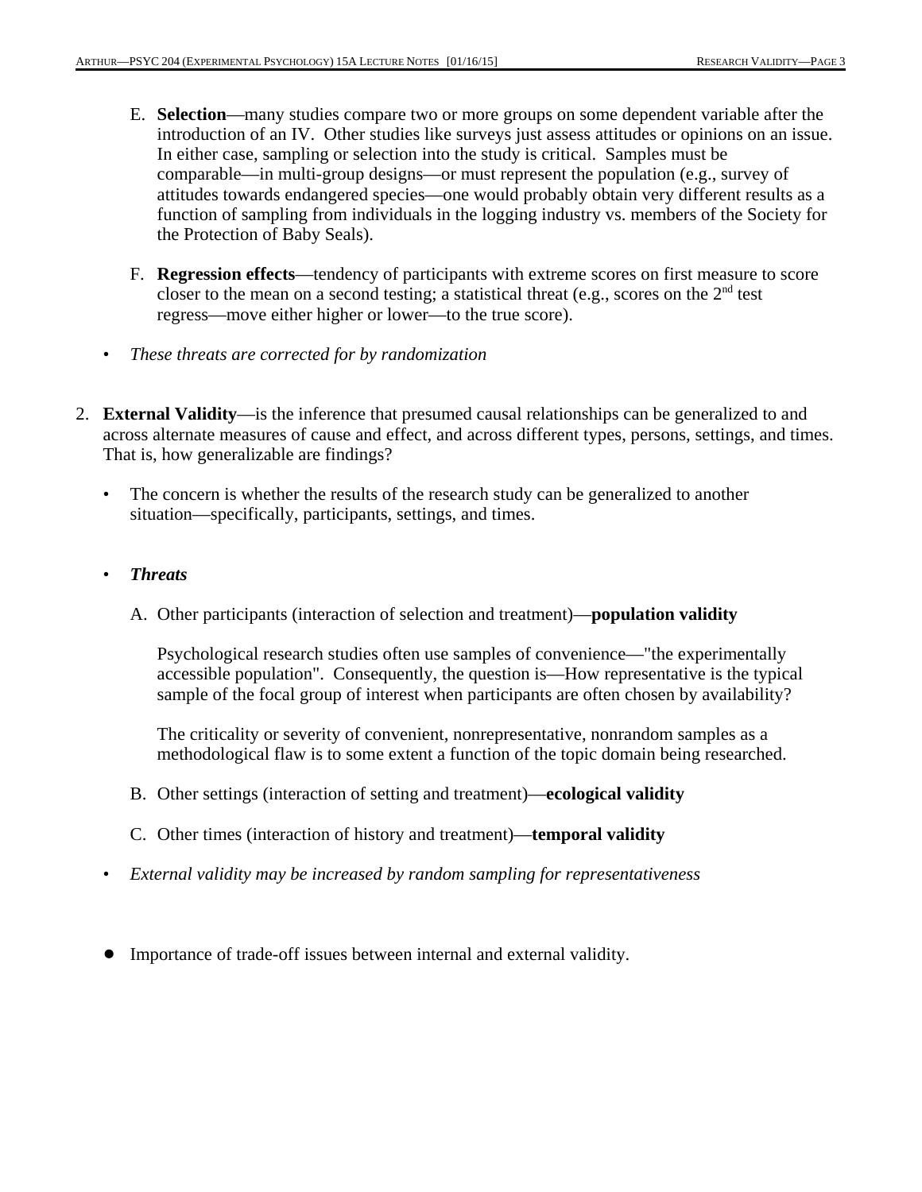E. **Selection**—many studies compare two or more groups on some dependent variable after the introduction of an IV. Other studies like surveys just assess attitudes or opinions on an issue. In either case, sampling or selection into the study is critical. Samples must be comparable—in multi-group designs—or must represent the population (e.g., survey of attitudes towards endangered species—one would probably obtain very different results as a function of sampling from individuals in the logging industry vs. members of the Society for the Protection of Baby Seals).

F. **Regression effects**—tendency of participants with extreme scores on first measure to score closer to the mean on a second testing; a statistical threat (e.g., scores on the 2nd test regress—move either higher or lower—to the true score).

- *These threats are corrected for by randomization*

2. **External Validity**—is the inference that presumed causal relationships can be generalized to and across alternate measures of cause and effect, and across different types, persons, settings, and times. That is, how generalizable are findings?

   - The concern is whether the results of the research study can be generalized to another situation—specifically, participants, settings, and times.

   - ***Threats***

     A. Other participants (interaction of selection and treatment)—**population validity**

     Psychological research studies often use samples of convenience—"the experimentally accessible population". Consequently, the question is—How representative is the typical sample of the focal group of interest when participants are often chosen by availability?

     The criticality or severity of convenient, nonrepresentative, nonrandom samples as a methodological flaw is to some extent a function of the topic domain being researched.

     B. Other settings (interaction of setting and treatment)—**ecological validity**

     C. Other times (interaction of history and treatment)—**temporal validity**

   - *External validity may be increased by random sampling for representativeness*

- Importance of trade-off issues between internal and external validity.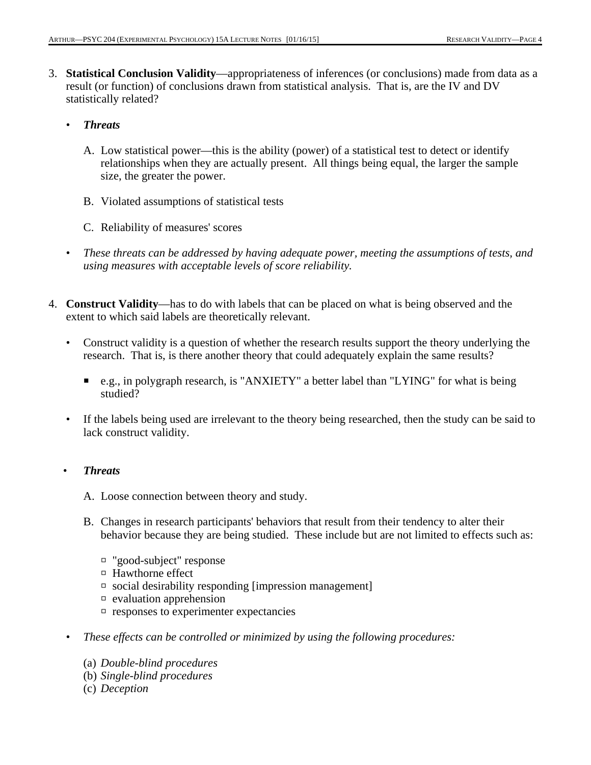3. **Statistical Conclusion Validity**—appropriateness of inferences (or conclusions) made from data as a result (or function) of conclusions drawn from statistical analysis. That is, are the IV and DV statistically related?

   - ***Threats***

     A. Low statistical power—this is the ability (power) of a statistical test to detect or identify relationships when they are actually present. All things being equal, the larger the sample size, the greater the power.

     B. Violated assumptions of statistical tests

     C. Reliability of measures' scores

   - *These threats can be addressed by having adequate power, meeting the assumptions of tests, and using measures with acceptable levels of score reliability.*

4. **Construct Validity**—has to do with labels that can be placed on what is being observed and the extent to which said labels are theoretically relevant.

   - Construct validity is a question of whether the research results support the theory underlying the research. That is, is there another theory that could adequately explain the same results?

     - e.g., in polygraph research, is "ANXIETY" a better label than "LYING" for what is being studied?

   - If the labels being used are irrelevant to the theory being researched, then the study can be said to lack construct validity.

   - ***Threats***

     A. Loose connection between theory and study.

     B. Changes in research participants' behaviors that result from their tendency to alter their behavior because they are being studied. These include but are not limited to effects such as:

        - "good-subject" response
        - Hawthorne effect
        - social desirability responding [impression management]
        - evaluation apprehension
        - responses to experimenter expectancies

   - *These effects can be controlled or minimized by using the following procedures:*

     (a) *Double-blind procedures*
     (b) *Single-blind procedures*
     (c) *Deception*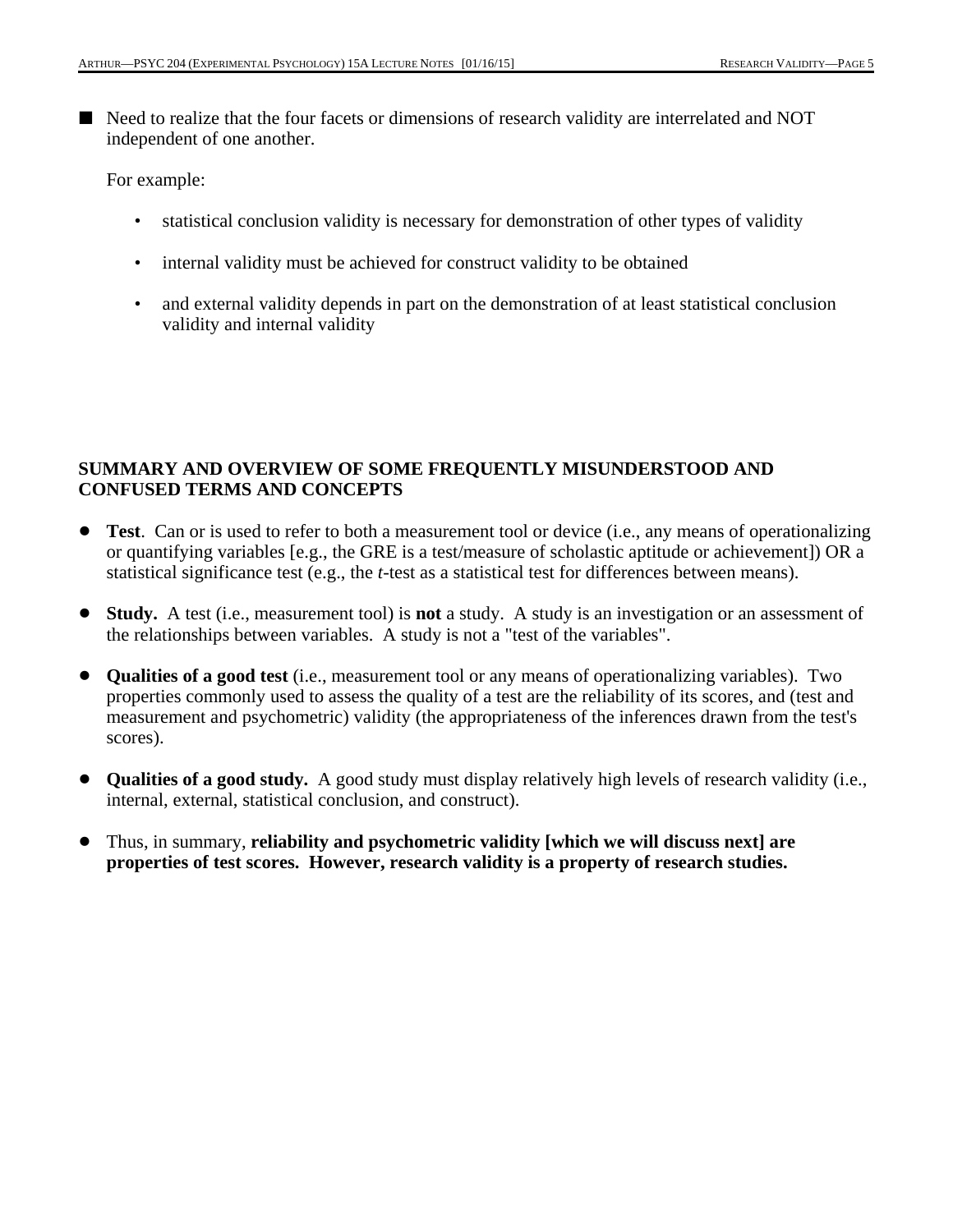- Need to realize that the four facets or dimensions of research validity are interrelated and NOT independent of one another.

  For example:

  - statistical conclusion validity is necessary for demonstration of other types of validity
  - internal validity must be achieved for construct validity to be obtained
  - and external validity depends in part on the demonstration of at least statistical conclusion validity and internal validity

## SUMMARY AND OVERVIEW OF SOME FREQUENTLY MISUNDERSTOOD AND CONFUSED TERMS AND CONCEPTS

- **Test**. Can or is used to refer to both a measurement tool or device (i.e., any means of operationalizing or quantifying variables [e.g., the GRE is a test/measure of scholastic aptitude or achievement]) OR a statistical significance test (e.g., the *t*-test as a statistical test for differences between means).

- **Study.** A test (i.e., measurement tool) is **not** a study. A study is an investigation or an assessment of the relationships between variables. A study is not a "test of the variables".

- **Qualities of a good test** (i.e., measurement tool or any means of operationalizing variables). Two properties commonly used to assess the quality of a test are the reliability of its scores, and (test and measurement and psychometric) validity (the appropriateness of the inferences drawn from the test's scores).

- **Qualities of a good study.** A good study must display relatively high levels of research validity (i.e., internal, external, statistical conclusion, and construct).

- Thus, in summary, **reliability and psychometric validity [which we will discuss next] are properties of test scores. However, research validity is a property of research studies.**